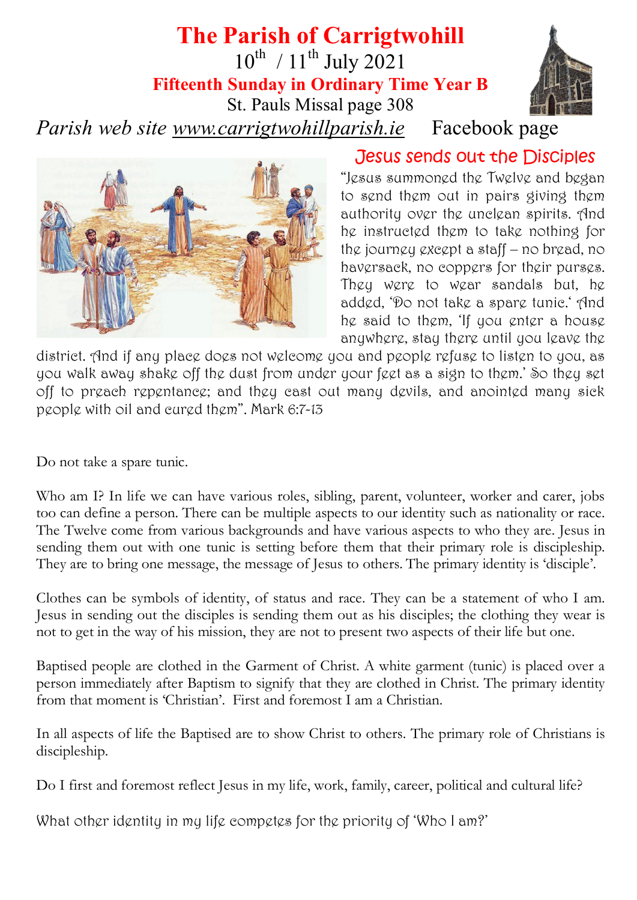# The Parish of Carrigtwohill

10th / 11th July 2021

## Fifteenth Sunday in Ordinary Time Year B

St. Pauls Missal page 308

*Parish web site www.carrigtwohillparish.ie* Facebook page

## Jesus sends out the Disciples

"Jesus summoned the Twelve and began to send them out in pairs giving them authority over the unclean spirits. And he instructed them to take nothing for the journey except a staff – no bread, no haversack, no coppers for their purses. They were to wear sandals but, he added, 'Do not take a spare tunic.' And he said to them, 'If you enter a house anywhere, stay there until you leave the district. And if any place does not welcome you and people refuse to listen to you, as you walk away shake off the dust from under your feet as a sign to them.' So they set off to preach repentance; and they cast out many devils, and anointed many sick people with oil and cured them". Mark 6:7-13

Do not take a spare tunic.

Who am I? In life we can have various roles, sibling, parent, volunteer, worker and carer, jobs too can define a person. There can be multiple aspects to our identity such as nationality or race. The Twelve come from various backgrounds and have various aspects to who they are. Jesus in sending them out with one tunic is setting before them that their primary role is discipleship. They are to bring one message, the message of Jesus to others. The primary identity is 'disciple'.

Clothes can be symbols of identity, of status and race. They can be a statement of who I am. Jesus in sending out the disciples is sending them out as his disciples; the clothing they wear is not to get in the way of his mission, they are not to present two aspects of their life but one.

Baptised people are clothed in the Garment of Christ. A white garment (tunic) is placed over a person immediately after Baptism to signify that they are clothed in Christ. The primary identity from that moment is 'Christian'. First and foremost I am a Christian.

In all aspects of life the Baptised are to show Christ to others. The primary role of Christians is discipleship.

Do I first and foremost reflect Jesus in my life, work, family, career, political and cultural life?

What other identity in my life competes for the priority of 'Who I am?'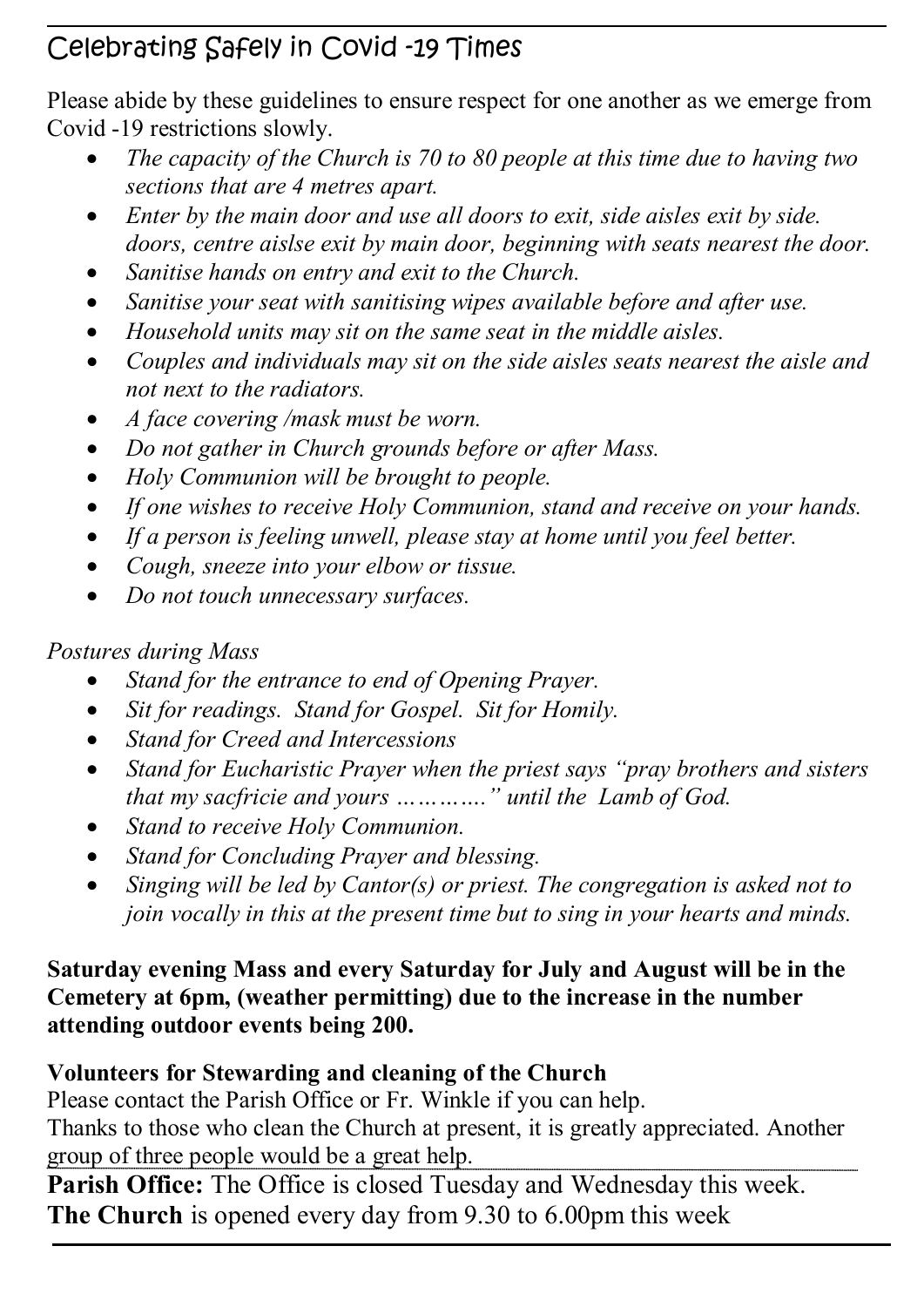## Celebrating Safely in Covid -19 Times

Please abide by these guidelines to ensure respect for one another as we emerge from Covid -19 restrictions slowly.

- *The capacity of the Church is 70 to 80 people at this time due to having two sections that are 4 metres apart.*
- *Enter by the main door and use all doors to exit, side aisles exit by side. doors, centre aislse exit by main door, beginning with seats nearest the door.*
- *Sanitise hands on entry and exit to the Church.*
- *Sanitise your seat with sanitising wipes available before and after use.*
- *Household units may sit on the same seat in the middle aisles.*
- *Couples and individuals may sit on the side aisles seats nearest the aisle and not next to the radiators.*
- *A face covering /mask must be worn.*
- *Do not gather in Church grounds before or after Mass.*
- *Holy Communion will be brought to people.*
- *If one wishes to receive Holy Communion, stand and receive on your hands.*
- *If a person is feeling unwell, please stay at home until you feel better.*
- *Cough, sneeze into your elbow or tissue.*
- *Do not touch unnecessary surfaces.*

*Postures during Mass*

- *Stand for the entrance to end of Opening Prayer.*
- *Sit for readings. Stand for Gospel. Sit for Homily.*
- *Stand for Creed and Intercessions*
- *Stand for Eucharistic Prayer when the priest says "pray brothers and sisters that my sacfricie and yours …………." until the Lamb of God.*
- *Stand to receive Holy Communion.*
- *Stand for Concluding Prayer and blessing.*
- *Singing will be led by Cantor(s) or priest. The congregation is asked not to join vocally in this at the present time but to sing in your hearts and minds.*

**Saturday evening Mass and every Saturday for July and August will be in the Cemetery at 6pm, (weather permitting) due to the increase in the number attending outdoor events being 200.**

**Volunteers for Stewarding and cleaning of the Church**

Please contact the Parish Office or Fr. Winkle if you can help.

Thanks to those who clean the Church at present, it is greatly appreciated. Another group of three people would be a great help.

**Parish Office:** The Office is closed Tuesday and Wednesday this week.

**The Church** is opened every day from 9.30 to 6.00pm this week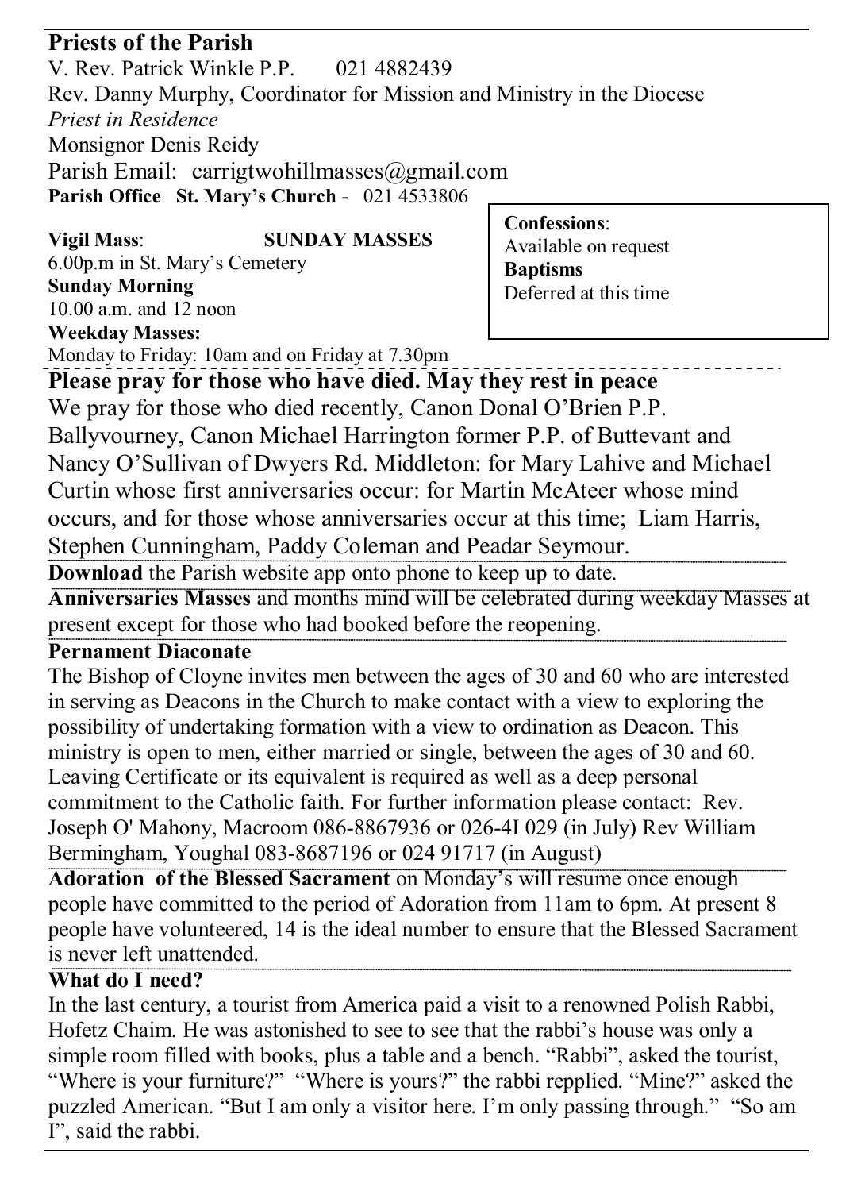## Priests of the Parish

V. Rev. Patrick Winkle P.P. 021 4882439

Rev. Danny Murphy, Coordinator for Mission and Ministry in the Diocese

*Priest in Residence*

Monsignor Denis Reidy

Parish Email: carrigtwohillmasses@gmail.com

**Parish Office St. Mary's Church** - 021 4533806

**Vigil Mass**: **SUNDAY MASSES**

6.00p.m in St. Mary's Cemetery

**Sunday Morning**

10.00 a.m. and 12 noon

**Weekday Masses:**

Monday to Friday: 10am and on Friday at 7.30pm

**Confessions**:
Available on request

**Baptisms**
Deferred at this time

## Please pray for those who have died. May they rest in peace

We pray for those who died recently, Canon Donal O'Brien P.P. Ballyvourney, Canon Michael Harrington former P.P. of Buttevant and Nancy O'Sullivan of Dwyers Rd. Middleton: for Mary Lahive and Michael Curtin whose first anniversaries occur: for Martin McAteer whose mind occurs, and for those whose anniversaries occur at this time; Liam Harris, Stephen Cunningham, Paddy Coleman and Peadar Seymour.

**Download** the Parish website app onto phone to keep up to date.

**Anniversaries Masses** and months mind will be celebrated during weekday Masses at present except for those who had booked before the reopening.

**Pernament Diaconate**

The Bishop of Cloyne invites men between the ages of 30 and 60 who are interested in serving as Deacons in the Church to make contact with a view to exploring the possibility of undertaking formation with a view to ordination as Deacon. This ministry is open to men, either married or single, between the ages of 30 and 60. Leaving Certificate or its equivalent is required as well as a deep personal commitment to the Catholic faith. For further information please contact: Rev. Joseph O' Mahony, Macroom 086-8867936 or 026-4I 029 (in July) Rev William Bermingham, Youghal 083-8687196 or 024 91717 (in August)

**Adoration of the Blessed Sacrament** on Monday's will resume once enough people have committed to the period of Adoration from 11am to 6pm. At present 8 people have volunteered, 14 is the ideal number to ensure that the Blessed Sacrament is never left unattended.

**What do I need?**

In the last century, a tourist from America paid a visit to a renowned Polish Rabbi, Hofetz Chaim. He was astonished to see to see that the rabbi's house was only a simple room filled with books, plus a table and a bench. "Rabbi", asked the tourist, "Where is your furniture?" "Where is yours?" the rabbi repplied. "Mine?" asked the puzzled American. "But I am only a visitor here. I'm only passing through." "So am I", said the rabbi.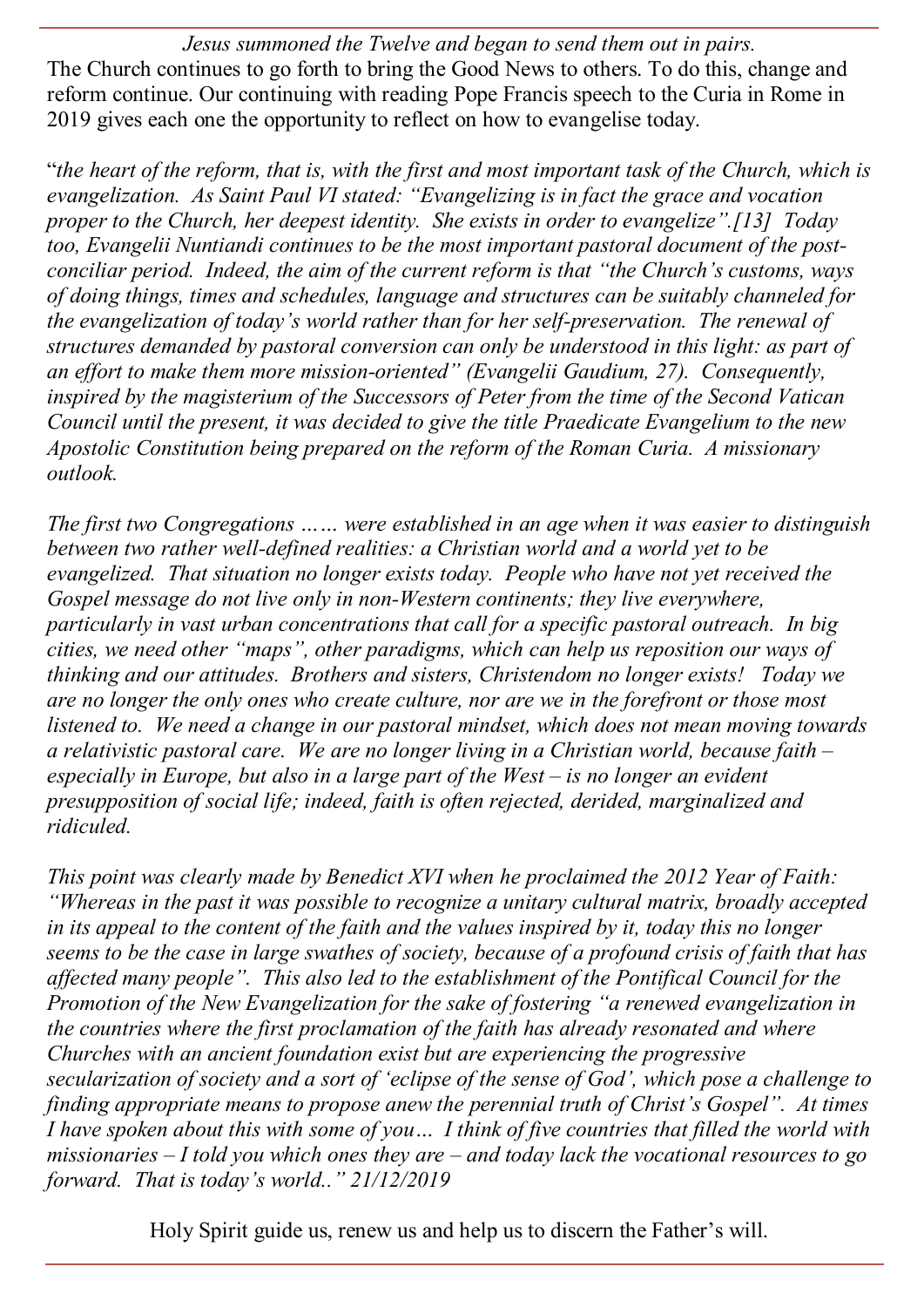*Jesus summoned the Twelve and began to send them out in pairs.*

The Church continues to go forth to bring the Good News to others. To do this, change and reform continue. Our continuing with reading Pope Francis speech to the Curia in Rome in 2019 gives each one the opportunity to reflect on how to evangelise today.

"*the heart of the reform, that is, with the first and most important task of the Church, which is evangelization. As Saint Paul VI stated: "Evangelizing is in fact the grace and vocation proper to the Church, her deepest identity. She exists in order to evangelize".[13] Today too, Evangelii Nuntiandi continues to be the most important pastoral document of the post-conciliar period. Indeed, the aim of the current reform is that "the Church's customs, ways of doing things, times and schedules, language and structures can be suitably channeled for the evangelization of today's world rather than for her self-preservation. The renewal of structures demanded by pastoral conversion can only be understood in this light: as part of an effort to make them more mission-oriented" (Evangelii Gaudium, 27). Consequently, inspired by the magisterium of the Successors of Peter from the time of the Second Vatican Council until the present, it was decided to give the title Praedicate Evangelium to the new Apostolic Constitution being prepared on the reform of the Roman Curia. A missionary outlook.*

*The first two Congregations …… were established in an age when it was easier to distinguish between two rather well-defined realities: a Christian world and a world yet to be evangelized. That situation no longer exists today. People who have not yet received the Gospel message do not live only in non-Western continents; they live everywhere, particularly in vast urban concentrations that call for a specific pastoral outreach. In big cities, we need other "maps", other paradigms, which can help us reposition our ways of thinking and our attitudes. Brothers and sisters, Christendom no longer exists! Today we are no longer the only ones who create culture, nor are we in the forefront or those most listened to. We need a change in our pastoral mindset, which does not mean moving towards a relativistic pastoral care. We are no longer living in a Christian world, because faith – especially in Europe, but also in a large part of the West – is no longer an evident presupposition of social life; indeed, faith is often rejected, derided, marginalized and ridiculed.*

*This point was clearly made by Benedict XVI when he proclaimed the 2012 Year of Faith: "Whereas in the past it was possible to recognize a unitary cultural matrix, broadly accepted in its appeal to the content of the faith and the values inspired by it, today this no longer seems to be the case in large swathes of society, because of a profound crisis of faith that has affected many people". This also led to the establishment of the Pontifical Council for the Promotion of the New Evangelization for the sake of fostering "a renewed evangelization in the countries where the first proclamation of the faith has already resonated and where Churches with an ancient foundation exist but are experiencing the progressive secularization of society and a sort of 'eclipse of the sense of God', which pose a challenge to finding appropriate means to propose anew the perennial truth of Christ's Gospel". At times I have spoken about this with some of you… I think of five countries that filled the world with missionaries – I told you which ones they are – and today lack the vocational resources to go forward. That is today's world.." 21/12/2019*

Holy Spirit guide us, renew us and help us to discern the Father's will.